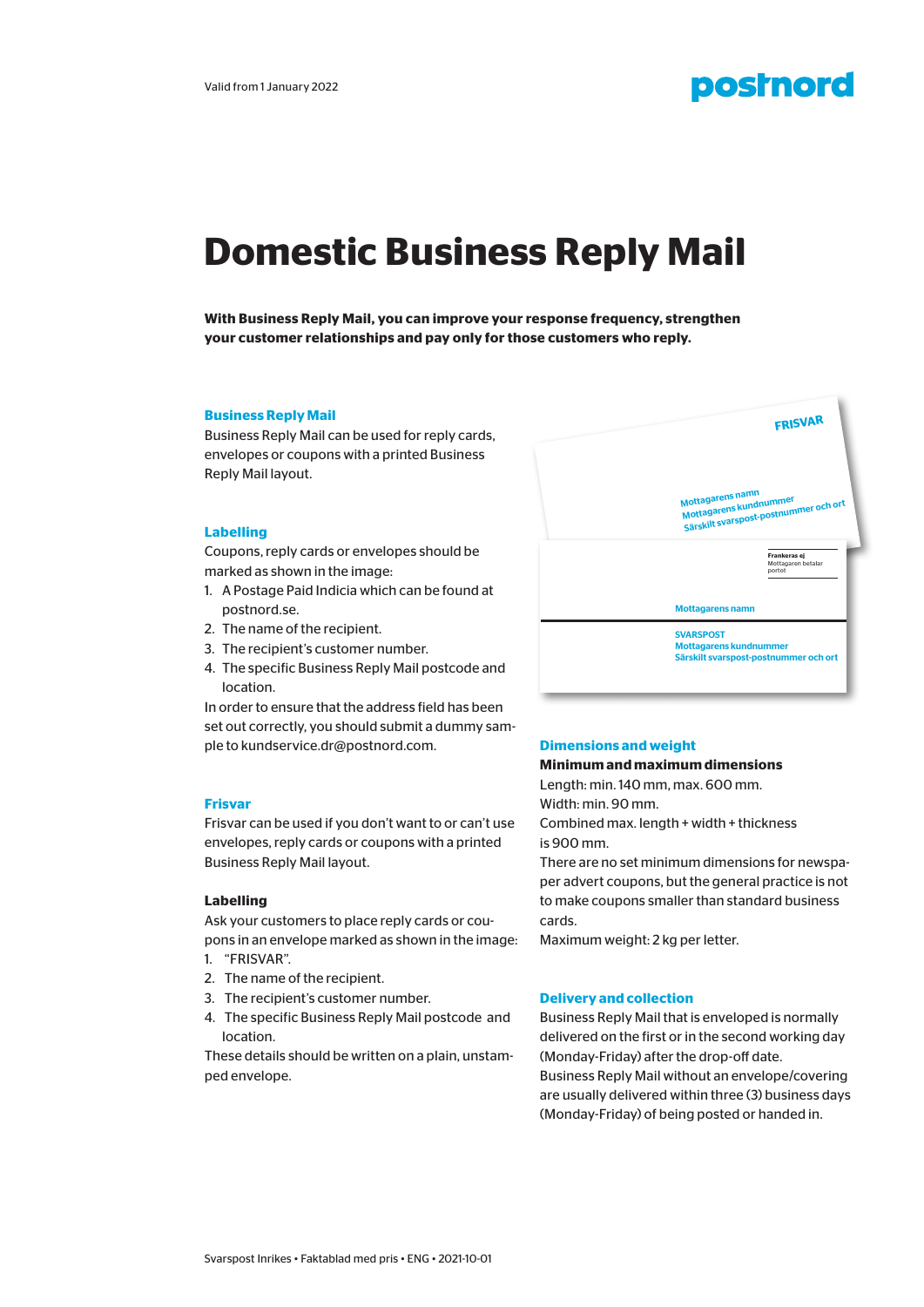Valid from 1 January 2022

# Domestic Business Reply Mail

**With Business Reply Mail, you can improve your response frequency, strengthen your customer relationships and pay only for those customers who reply.**

## Business Reply Mail

Business Reply Mail can be used for reply cards, envelopes or coupons with a printed Business Reply Mail layout.

### Labelling

Coupons, reply cards or envelopes should be marked as shown in the image:

1. A Postage Paid Indicia which can be found at postnord.se.
2. The name of the recipient.
3. The recipient's customer number.
4. The specific Business Reply Mail postcode and location.

In order to ensure that the address field has been set out correctly, you should submit a dummy sample to kundservice.dr@postnord.com.

## Frisvar

Frisvar can be used if you don't want to or can't use envelopes, reply cards or coupons with a printed Business Reply Mail layout.

### Labelling

Ask your customers to place reply cards or coupons in an envelope marked as shown in the image:

1. "FRISVAR".
2. The name of the recipient.
3. The recipient's customer number.
4. The specific Business Reply Mail postcode and location.

These details should be written on a plain, unstamped envelope.

FRISVAR

Mottagarens namn
Mottagarens kundnummer
Särskilt svarspost-postnummer och ort

Frankeras ej
Mottagaren betalar portot

Mottagarens namn

SVARSPOST
Mottagarens kundnummer
Särskilt svarspost-postnummer och ort

## Dimensions and weight

**Minimum and maximum dimensions**

Length: min. 140 mm, max. 600 mm.
Width: min. 90 mm.
Combined max. length + width + thickness is 900 mm.
There are no set minimum dimensions for newspaper advert coupons, but the general practice is not to make coupons smaller than standard business cards.
Maximum weight: 2 kg per letter.

## Delivery and collection

Business Reply Mail that is enveloped is normally delivered on the first or in the second working day (Monday-Friday) after the drop-off date.
Business Reply Mail without an envelope/covering are usually delivered within three (3) business days (Monday-Friday) of being posted or handed in.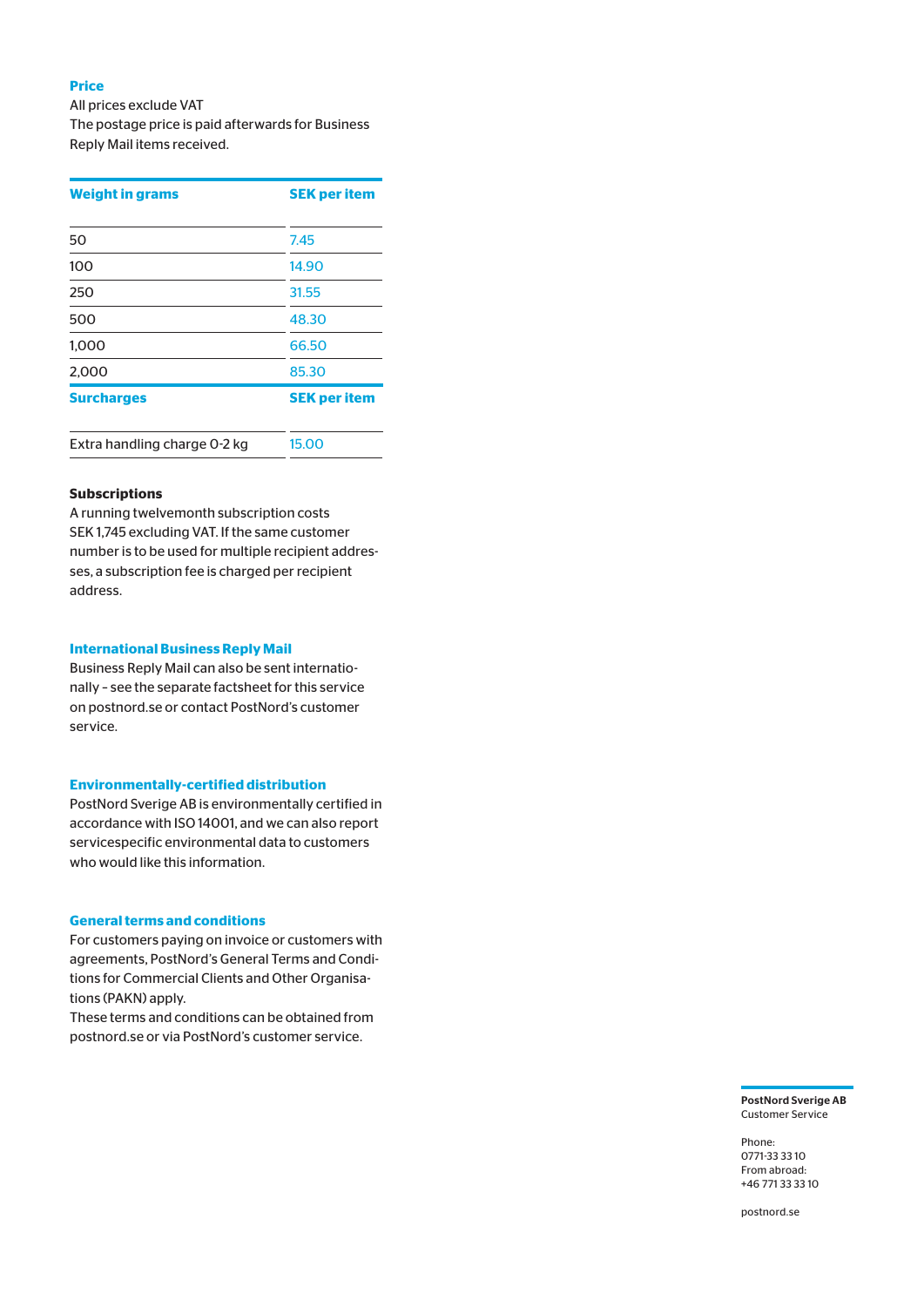## Price

All prices exclude VAT
The postage price is paid afterwards for Business Reply Mail items received.

| Weight in grams | SEK per item |
|---|---|
| 50 | 7.45 |
| 100 | 14.90 |
| 250 | 31.55 |
| 500 | 48.30 |
| 1,000 | 66.50 |
| 2,000 | 85.30 |
| **Surcharges** | **SEK per item** |
| Extra handling charge 0-2 kg | 15.00 |

### Subscriptions

A running twelvemonth subscription costs SEK 1,745 excluding VAT. If the same customer number is to be used for multiple recipient addresses, a subscription fee is charged per recipient address.

## International Business Reply Mail

Business Reply Mail can also be sent internationally – see the separate factsheet for this service on postnord.se or contact PostNord's customer service.

## Environmentally-certified distribution

PostNord Sverige AB is environmentally certified in accordance with ISO 14001, and we can also report servicespecific environmental data to customers who would like this information.

## General terms and conditions

For customers paying on invoice or customers with agreements, PostNord's General Terms and Conditions for Commercial Clients and Other Organisations (PAKN) apply.
These terms and conditions can be obtained from postnord.se or via PostNord's customer service.

**PostNord Sverige AB**
Customer Service

Phone:
0771-33 33 10
From abroad:
+46 771 33 33 10

postnord.se